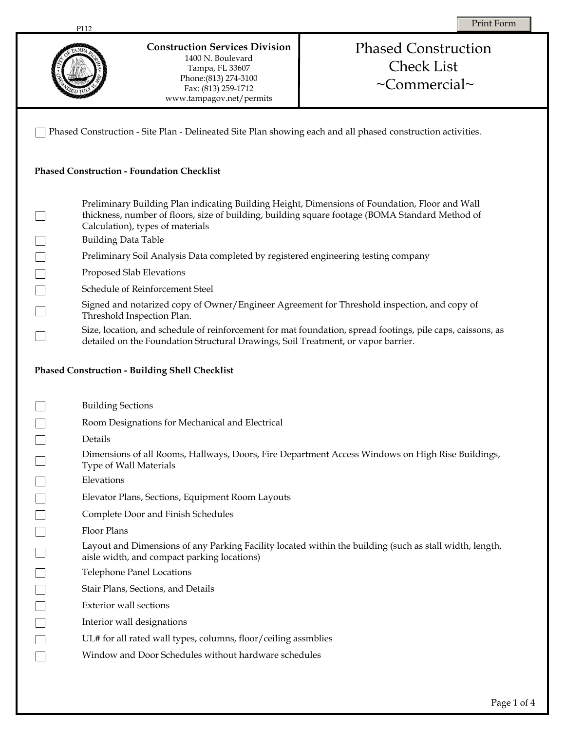P112

**Construction Services Division**
1400 N. Boulevard
Tampa, FL 33607
Phone:(813) 274-3100
Fax: (813) 259-1712
www.tampagov.net/permits

# Phased Construction Check List ~Commercial~

- [ ] Phased Construction - Site Plan - Delineated Site Plan showing each and all phased construction activities.

### Phased Construction - Foundation Checklist

- [ ] Preliminary Building Plan indicating Building Height, Dimensions of Foundation, Floor and Wall thickness, number of floors, size of building, building square footage (BOMA Standard Method of Calculation), types of materials
- [ ] Building Data Table
- [ ] Preliminary Soil Analysis Data completed by registered engineering testing company
- [ ] Proposed Slab Elevations
- [ ] Schedule of Reinforcement Steel
- [ ] Signed and notarized copy of Owner/Engineer Agreement for Threshold inspection, and copy of Threshold Inspection Plan.
- [ ] Size, location, and schedule of reinforcement for mat foundation, spread footings, pile caps, caissons, as detailed on the Foundation Structural Drawings, Soil Treatment, or vapor barrier.

### Phased Construction - Building Shell Checklist

- [ ] Building Sections
- [ ] Room Designations for Mechanical and Electrical
- [ ] Details
- [ ] Dimensions of all Rooms, Hallways, Doors, Fire Department Access Windows on High Rise Buildings, Type of Wall Materials
- [ ] Elevations
- [ ] Elevator Plans, Sections, Equipment Room Layouts
- [ ] Complete Door and Finish Schedules
- [ ] Floor Plans
- [ ] Layout and Dimensions of any Parking Facility located within the building (such as stall width, length, aisle width, and compact parking locations)
- [ ] Telephone Panel Locations
- [ ] Stair Plans, Sections, and Details
- [ ] Exterior wall sections
- [ ] Interior wall designations
- [ ] UL# for all rated wall types, columns, floor/ceiling assmblies
- [ ] Window and Door Schedules without hardware schedules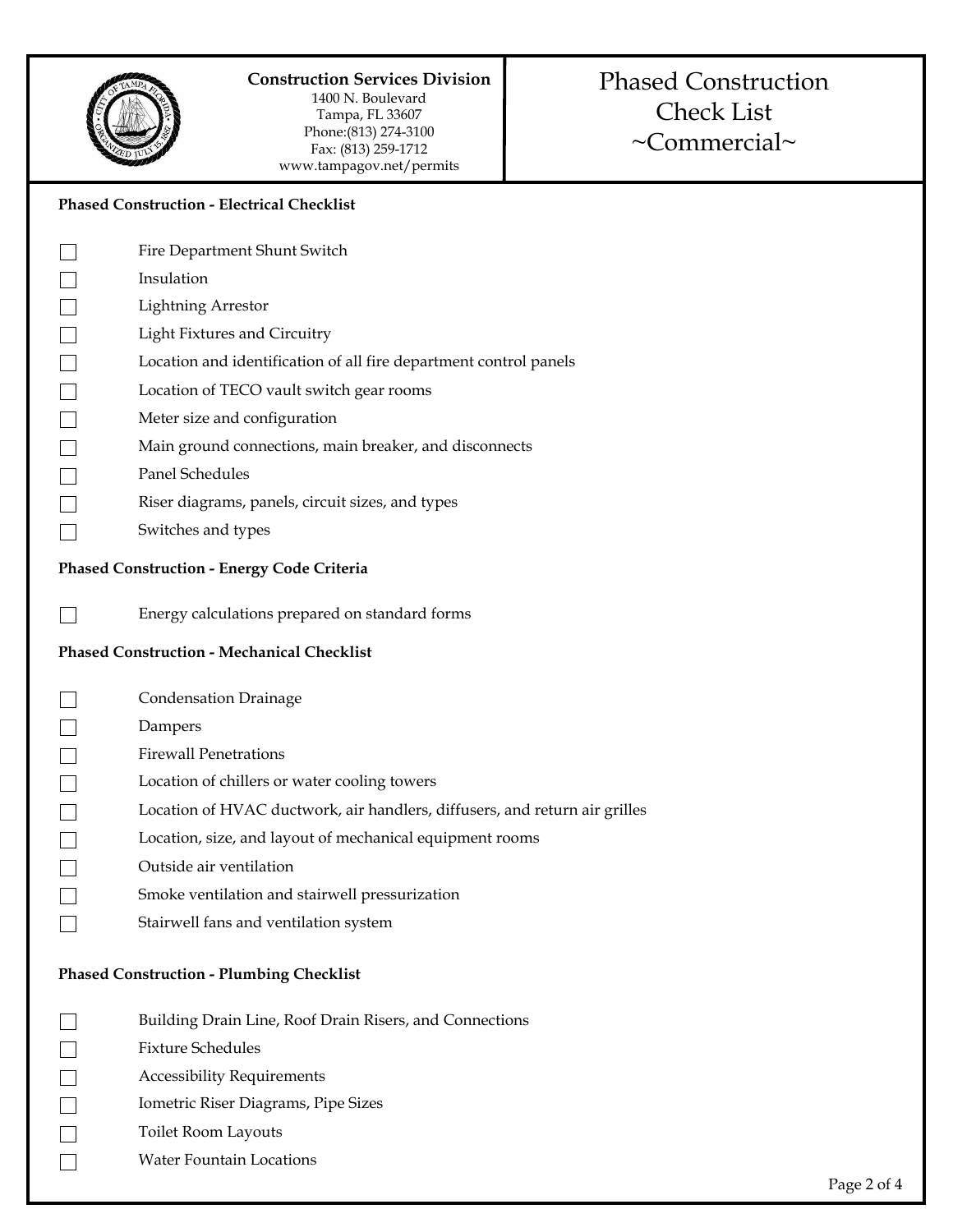**Construction Services Division**
1400 N. Boulevard
Tampa, FL 33607
Phone:(813) 274-3100
Fax: (813) 259-1712
www.tampagov.net/permits

# Phased Construction Check List ~Commercial~

### Phased Construction - Electrical Checklist

- [ ] Fire Department Shunt Switch
- [ ] Insulation
- [ ] Lightning Arrestor
- [ ] Light Fixtures and Circuitry
- [ ] Location and identification of all fire department control panels
- [ ] Location of TECO vault switch gear rooms
- [ ] Meter size and configuration
- [ ] Main ground connections, main breaker, and disconnects
- [ ] Panel Schedules
- [ ] Riser diagrams, panels, circuit sizes, and types
- [ ] Switches and types

### Phased Construction - Energy Code Criteria

- [ ] Energy calculations prepared on standard forms

### Phased Construction - Mechanical Checklist

- [ ] Condensation Drainage
- [ ] Dampers
- [ ] Firewall Penetrations
- [ ] Location of chillers or water cooling towers
- [ ] Location of HVAC ductwork, air handlers, diffusers, and return air grilles
- [ ] Location, size, and layout of mechanical equipment rooms
- [ ] Outside air ventilation
- [ ] Smoke ventilation and stairwell pressurization
- [ ] Stairwell fans and ventilation system

### Phased Construction - Plumbing Checklist

- [ ] Building Drain Line, Roof Drain Risers, and Connections
- [ ] Fixture Schedules
- [ ] Accessibility Requirements
- [ ] Iometric Riser Diagrams, Pipe Sizes
- [ ] Toilet Room Layouts
- [ ] Water Fountain Locations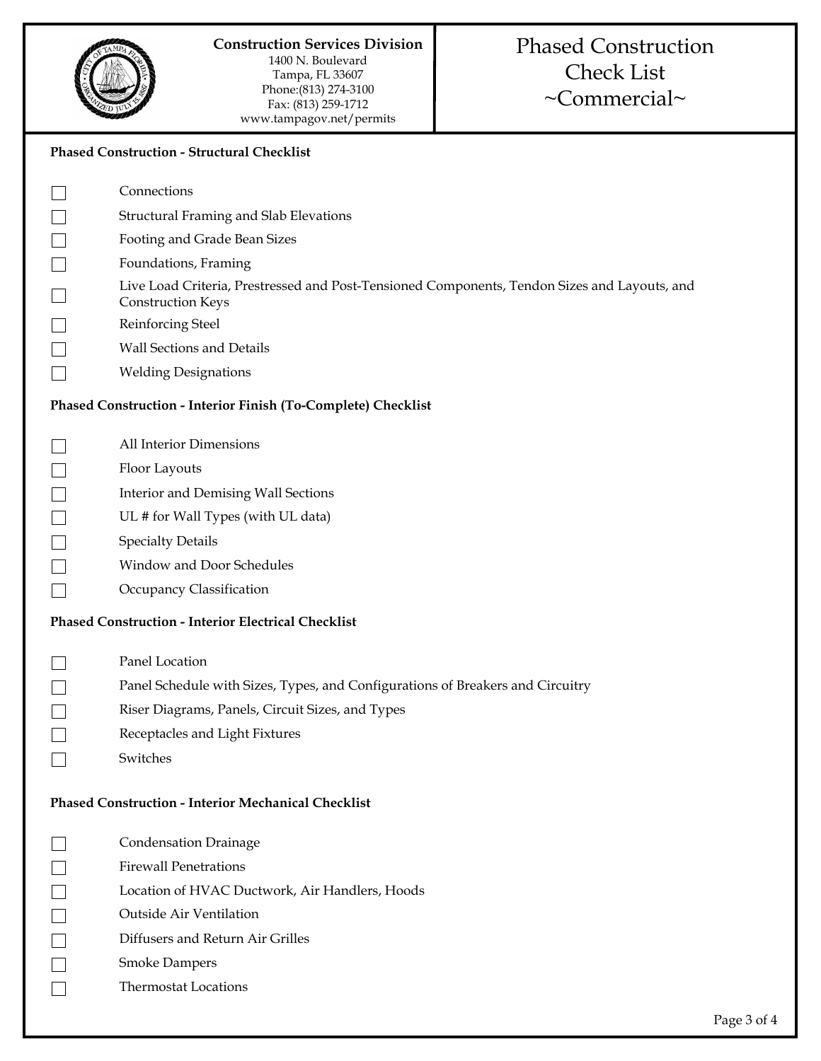**Construction Services Division**
1400 N. Boulevard
Tampa, FL 33607
Phone:(813) 274-3100
Fax: (813) 259-1712
www.tampagov.net/permits

# Phased Construction Check List ~Commercial~

**Phased Construction - Structural Checklist**

- [ ] Connections
- [ ] Structural Framing and Slab Elevations
- [ ] Footing and Grade Bean Sizes
- [ ] Foundations, Framing
- [ ] Live Load Criteria, Prestressed and Post-Tensioned Components, Tendon Sizes and Layouts, and Construction Keys
- [ ] Reinforcing Steel
- [ ] Wall Sections and Details
- [ ] Welding Designations

**Phased Construction - Interior Finish (To-Complete) Checklist**

- [ ] All Interior Dimensions
- [ ] Floor Layouts
- [ ] Interior and Demising Wall Sections
- [ ] UL # for Wall Types (with UL data)
- [ ] Specialty Details
- [ ] Window and Door Schedules
- [ ] Occupancy Classification

**Phased Construction - Interior Electrical Checklist**

- [ ] Panel Location
- [ ] Panel Schedule with Sizes, Types, and Configurations of Breakers and Circuitry
- [ ] Riser Diagrams, Panels, Circuit Sizes, and Types
- [ ] Receptacles and Light Fixtures
- [ ] Switches

**Phased Construction - Interior Mechanical Checklist**

- [ ] Condensation Drainage
- [ ] Firewall Penetrations
- [ ] Location of HVAC Ductwork, Air Handlers, Hoods
- [ ] Outside Air Ventilation
- [ ] Diffusers and Return Air Grilles
- [ ] Smoke Dampers
- [ ] Thermostat Locations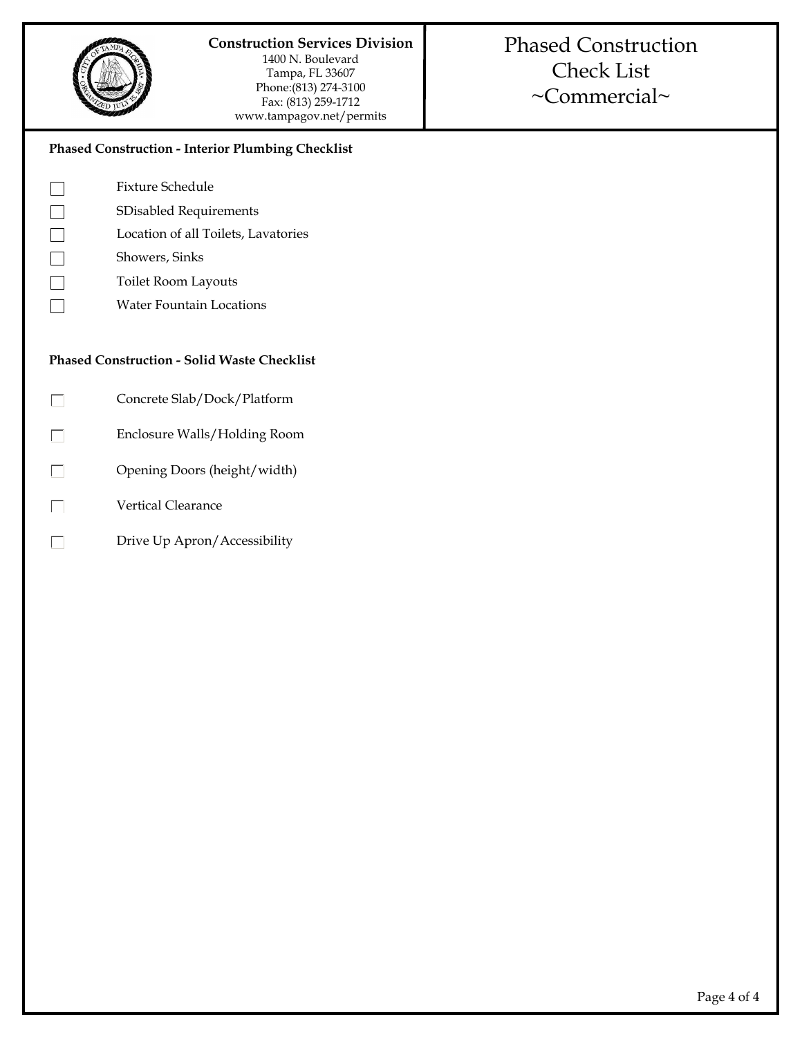**Construction Services Division**
1400 N. Boulevard
Tampa, FL 33607
Phone:(813) 274-3100
Fax: (813) 259-1712
www.tampagov.net/permits

# Phased Construction Check List ~Commercial~

### Phased Construction - Interior Plumbing Checklist

- [ ] Fixture Schedule
- [ ] SDisabled Requirements
- [ ] Location of all Toilets, Lavatories
- [ ] Showers, Sinks
- [ ] Toilet Room Layouts
- [ ] Water Fountain Locations

### Phased Construction - Solid Waste Checklist

- [ ] Concrete Slab/Dock/Platform
- [ ] Enclosure Walls/Holding Room
- [ ] Opening Doors (height/width)
- [ ] Vertical Clearance
- [ ] Drive Up Apron/Accessibility